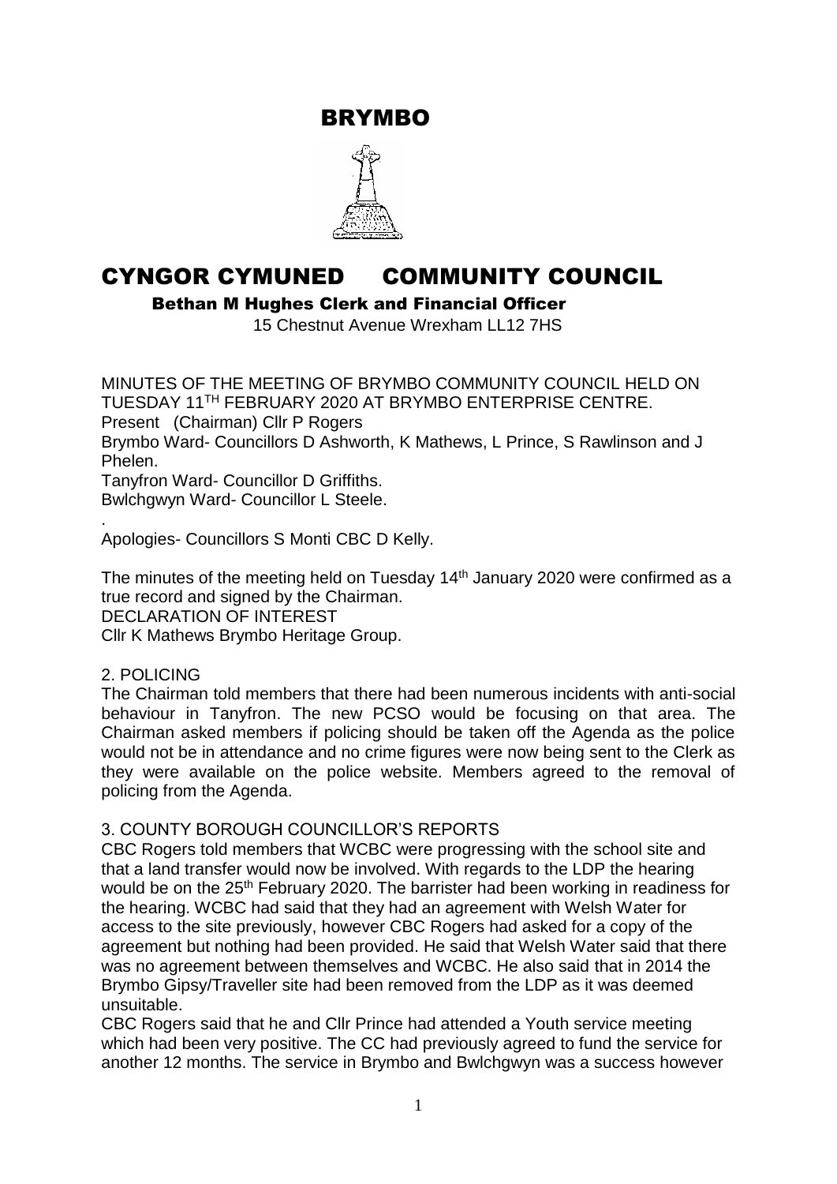# BRYMBO

# CYNGOR CYMUNED COMMUNITY COUNCIL

**Bethan M Hughes Clerk and Financial Officer**

15 Chestnut Avenue Wrexham LL12 7HS

MINUTES OF THE MEETING OF BRYMBO COMMUNITY COUNCIL HELD ON TUESDAY 11TH FEBRUARY 2020 AT BRYMBO ENTERPRISE CENTRE.

Present (Chairman) Cllr P Rogers

Brymbo Ward- Councillors D Ashworth, K Mathews, L Prince, S Rawlinson and J Phelen.

Tanyfron Ward- Councillor D Griffiths.

Bwlchgwyn Ward- Councillor L Steele.

.

Apologies- Councillors S Monti CBC D Kelly.

The minutes of the meeting held on Tuesday 14th January 2020 were confirmed as a true record and signed by the Chairman.

DECLARATION OF INTEREST

Cllr K Mathews Brymbo Heritage Group.

2. POLICING

The Chairman told members that there had been numerous incidents with anti-social behaviour in Tanyfron. The new PCSO would be focusing on that area. The Chairman asked members if policing should be taken off the Agenda as the police would not be in attendance and no crime figures were now being sent to the Clerk as they were available on the police website. Members agreed to the removal of policing from the Agenda.

3. COUNTY BOROUGH COUNCILLOR'S REPORTS

CBC Rogers told members that WCBC were progressing with the school site and that a land transfer would now be involved. With regards to the LDP the hearing would be on the 25th February 2020. The barrister had been working in readiness for the hearing. WCBC had said that they had an agreement with Welsh Water for access to the site previously, however CBC Rogers had asked for a copy of the agreement but nothing had been provided. He said that Welsh Water said that there was no agreement between themselves and WCBC. He also said that in 2014 the Brymbo Gipsy/Traveller site had been removed from the LDP as it was deemed unsuitable.

CBC Rogers said that he and Cllr Prince had attended a Youth service meeting which had been very positive. The CC had previously agreed to fund the service for another 12 months. The service in Brymbo and Bwlchgwyn was a success however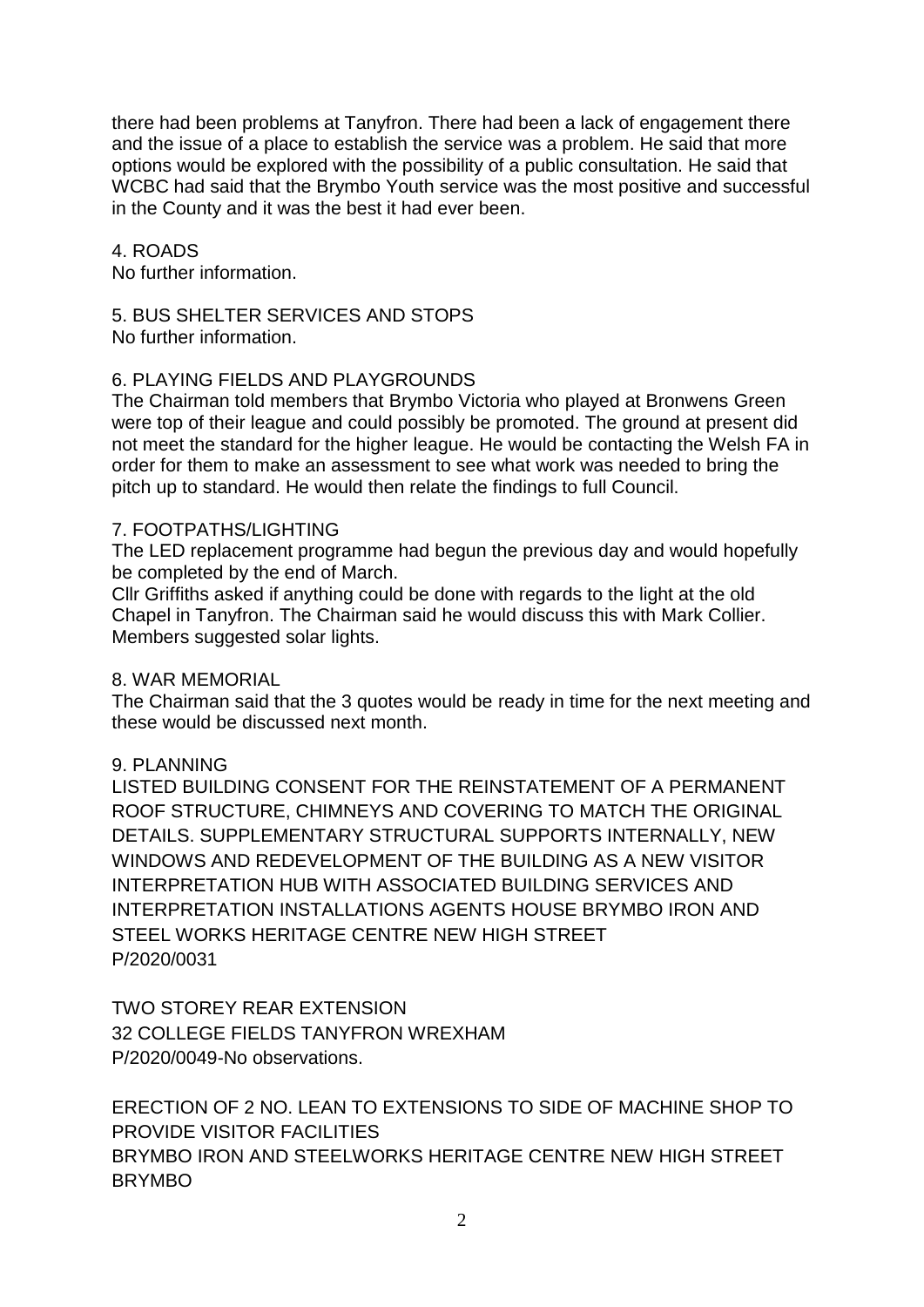there had been problems at Tanyfron. There had been a lack of engagement there and the issue of a place to establish the service was a problem. He said that more options would be explored with the possibility of a public consultation. He said that WCBC had said that the Brymbo Youth service was the most positive and successful in the County and it was the best it had ever been.

4. ROADS
No further information.

5. BUS SHELTER SERVICES AND STOPS
No further information.

6. PLAYING FIELDS AND PLAYGROUNDS
The Chairman told members that Brymbo Victoria who played at Bronwens Green were top of their league and could possibly be promoted. The ground at present did not meet the standard for the higher league. He would be contacting the Welsh FA in order for them to make an assessment to see what work was needed to bring the pitch up to standard. He would then relate the findings to full Council.

7. FOOTPATHS/LIGHTING
The LED replacement programme had begun the previous day and would hopefully be completed by the end of March.
Cllr Griffiths asked if anything could be done with regards to the light at the old Chapel in Tanyfron. The Chairman said he would discuss this with Mark Collier. Members suggested solar lights.

8. WAR MEMORIAL
The Chairman said that the 3 quotes would be ready in time for the next meeting and these would be discussed next month.

9. PLANNING
LISTED BUILDING CONSENT FOR THE REINSTATEMENT OF A PERMANENT ROOF STRUCTURE, CHIMNEYS AND COVERING TO MATCH THE ORIGINAL DETAILS. SUPPLEMENTARY STRUCTURAL SUPPORTS INTERNALLY, NEW WINDOWS AND REDEVELOPMENT OF THE BUILDING AS A NEW VISITOR INTERPRETATION HUB WITH ASSOCIATED BUILDING SERVICES AND INTERPRETATION INSTALLATIONS AGENTS HOUSE BRYMBO IRON AND STEEL WORKS HERITAGE CENTRE NEW HIGH STREET
P/2020/0031

TWO STOREY REAR EXTENSION
32 COLLEGE FIELDS TANYFRON WREXHAM
P/2020/0049-No observations.

ERECTION OF 2 NO. LEAN TO EXTENSIONS TO SIDE OF MACHINE SHOP TO PROVIDE VISITOR FACILITIES
BRYMBO IRON AND STEELWORKS HERITAGE CENTRE NEW HIGH STREET BRYMBO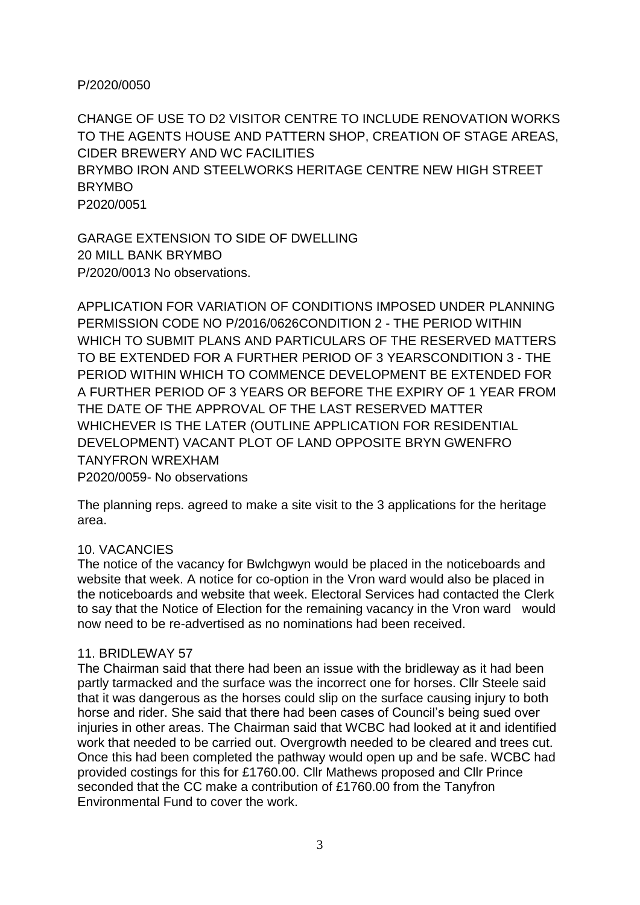P/2020/0050

CHANGE OF USE TO D2 VISITOR CENTRE TO INCLUDE RENOVATION WORKS TO THE AGENTS HOUSE AND PATTERN SHOP, CREATION OF STAGE AREAS, CIDER BREWERY AND WC FACILITIES
BRYMBO IRON AND STEELWORKS HERITAGE CENTRE NEW HIGH STREET BRYMBO
P2020/0051

GARAGE EXTENSION TO SIDE OF DWELLING
20 MILL BANK BRYMBO
P/2020/0013 No observations.

APPLICATION FOR VARIATION OF CONDITIONS IMPOSED UNDER PLANNING PERMISSION CODE NO P/2016/0626CONDITION 2 - THE PERIOD WITHIN WHICH TO SUBMIT PLANS AND PARTICULARS OF THE RESERVED MATTERS TO BE EXTENDED FOR A FURTHER PERIOD OF 3 YEARSCONDITION 3 - THE PERIOD WITHIN WHICH TO COMMENCE DEVELOPMENT BE EXTENDED FOR A FURTHER PERIOD OF 3 YEARS OR BEFORE THE EXPIRY OF 1 YEAR FROM THE DATE OF THE APPROVAL OF THE LAST RESERVED MATTER WHICHEVER IS THE LATER (OUTLINE APPLICATION FOR RESIDENTIAL DEVELOPMENT) VACANT PLOT OF LAND OPPOSITE BRYN GWENFRO TANYFRON WREXHAM
P2020/0059- No observations

The planning reps. agreed to make a site visit to the 3 applications for the heritage area.

## 10. VACANCIES

The notice of the vacancy for Bwlchgwyn would be placed in the noticeboards and website that week. A notice for co-option in the Vron ward would also be placed in the noticeboards and website that week. Electoral Services had contacted the Clerk to say that the Notice of Election for the remaining vacancy in the Vron ward would now need to be re-advertised as no nominations had been received.

## 11. BRIDLEWAY 57

The Chairman said that there had been an issue with the bridleway as it had been partly tarmacked and the surface was the incorrect one for horses. Cllr Steele said that it was dangerous as the horses could slip on the surface causing injury to both horse and rider. She said that there had been cases of Council's being sued over injuries in other areas. The Chairman said that WCBC had looked at it and identified work that needed to be carried out. Overgrowth needed to be cleared and trees cut. Once this had been completed the pathway would open up and be safe. WCBC had provided costings for this for £1760.00. Cllr Mathews proposed and Cllr Prince seconded that the CC make a contribution of £1760.00 from the Tanyfron Environmental Fund to cover the work.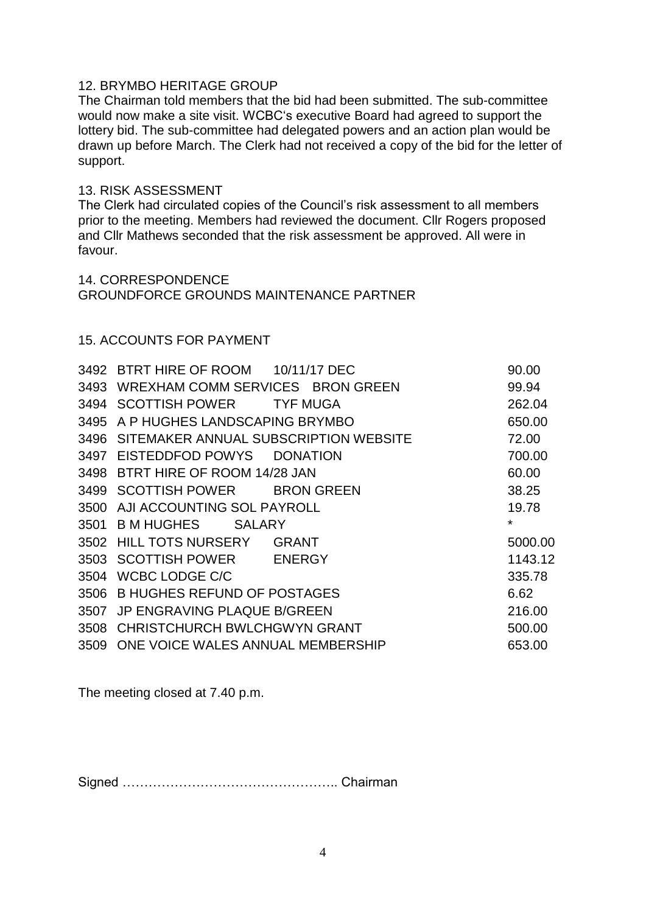12. BRYMBO HERITAGE GROUP

The Chairman told members that the bid had been submitted. The sub-committee would now make a site visit. WCBC's executive Board had agreed to support the lottery bid. The sub-committee had delegated powers and an action plan would be drawn up before March. The Clerk had not received a copy of the bid for the letter of support.

13. RISK ASSESSMENT

The Clerk had circulated copies of the Council's risk assessment to all members prior to the meeting. Members had reviewed the document. Cllr Rogers proposed and Cllr Mathews seconded that the risk assessment be approved. All were in favour.

14. CORRESPONDENCE

GROUNDFORCE GROUNDS MAINTENANCE PARTNER

15. ACCOUNTS FOR PAYMENT

| | | | |
|---|---|---|---|
| 3492 | BTRT HIRE OF ROOM | 10/11/17 DEC | 90.00 |
| 3493 | WREXHAM COMM SERVICES | BRON GREEN | 99.94 |
| 3494 | SCOTTISH POWER | TYF MUGA | 262.04 |
| 3495 | A P HUGHES LANDSCAPING BRYMBO | | 650.00 |
| 3496 | SITEMAKER ANNUAL SUBSCRIPTION WEBSITE | | 72.00 |
| 3497 | EISTEDDFOD POWYS | DONATION | 700.00 |
| 3498 | BTRT HIRE OF ROOM 14/28 JAN | | 60.00 |
| 3499 | SCOTTISH POWER | BRON GREEN | 38.25 |
| 3500 | AJI ACCOUNTING SOL PAYROLL | | 19.78 |
| 3501 | B M HUGHES | SALARY | * |
| 3502 | HILL TOTS NURSERY | GRANT | 5000.00 |
| 3503 | SCOTTISH POWER | ENERGY | 1143.12 |
| 3504 | WCBC LODGE C/C | | 335.78 |
| 3506 | B HUGHES REFUND OF POSTAGES | | 6.62 |
| 3507 | JP ENGRAVING PLAQUE B/GREEN | | 216.00 |
| 3508 | CHRISTCHURCH BWLCHGWYN GRANT | | 500.00 |
| 3509 | ONE VOICE WALES ANNUAL MEMBERSHIP | | 653.00 |

The meeting closed at 7.40 p.m.

Signed ………………………………………….. Chairman